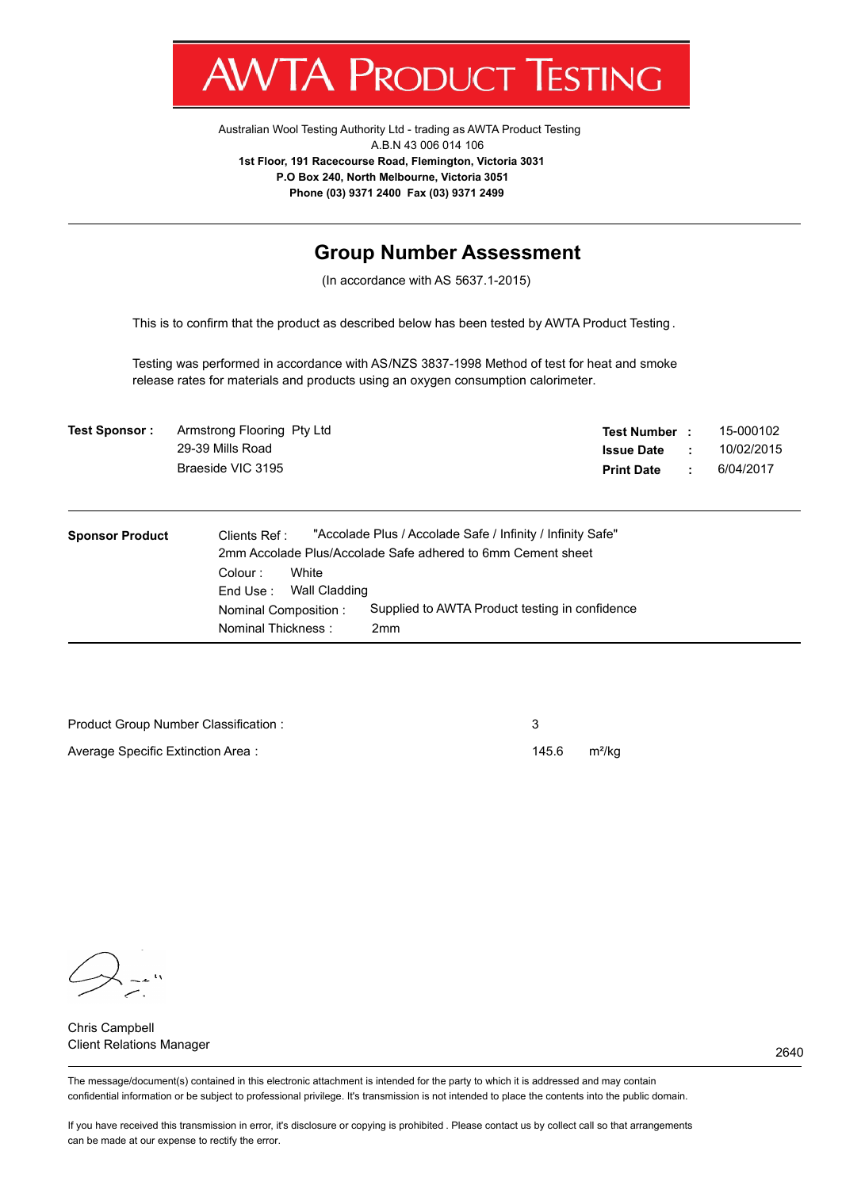# AWTA PRODUCT TESTING

Australian Wool Testing Authority Ltd - trading as AWTA Product Testing
A.B.N 43 006 014 106
**1st Floor, 191 Racecourse Road, Flemington, Victoria 3031**
**P.O Box 240, North Melbourne, Victoria 3051**
**Phone (03) 9371 2400 Fax (03) 9371 2499**

---

## Group Number Assessment

(In accordance with AS 5637.1-2015)

This is to confirm that the product as described below has been tested by AWTA Product Testing.

Testing was performed in accordance with AS/NZS 3837-1998 Method of test for heat and smoke release rates for materials and products using an oxygen consumption calorimeter.

**Test Sponsor :** Armstrong Flooring Pty Ltd
29-39 Mills Road
Braeside VIC 3195

**Test Number :** 15-000102
**Issue Date :** 10/02/2015
**Print Date :** 6/04/2017

---

**Sponsor Product**

Clients Ref : "Accolade Plus / Accolade Safe / Infinity / Infinity Safe"
2mm Accolade Plus/Accolade Safe adhered to 6mm Cement sheet
Colour : White
End Use : Wall Cladding
Nominal Composition : Supplied to AWTA Product testing in confidence
Nominal Thickness : 2mm

---

Product Group Number Classification : 3

Average Specific Extinction Area : 145.6 $m^2/kg$

Chris Campbell
Client Relations Manager

2640

---

The message/document(s) contained in this electronic attachment is intended for the party to which it is addressed and may contain confidential information or be subject to professional privilege. It's transmission is not intended to place the contents into the public domain.

If you have received this transmission in error, it's disclosure or copying is prohibited . Please contact us by collect call so that arrangements can be made at our expense to rectify the error.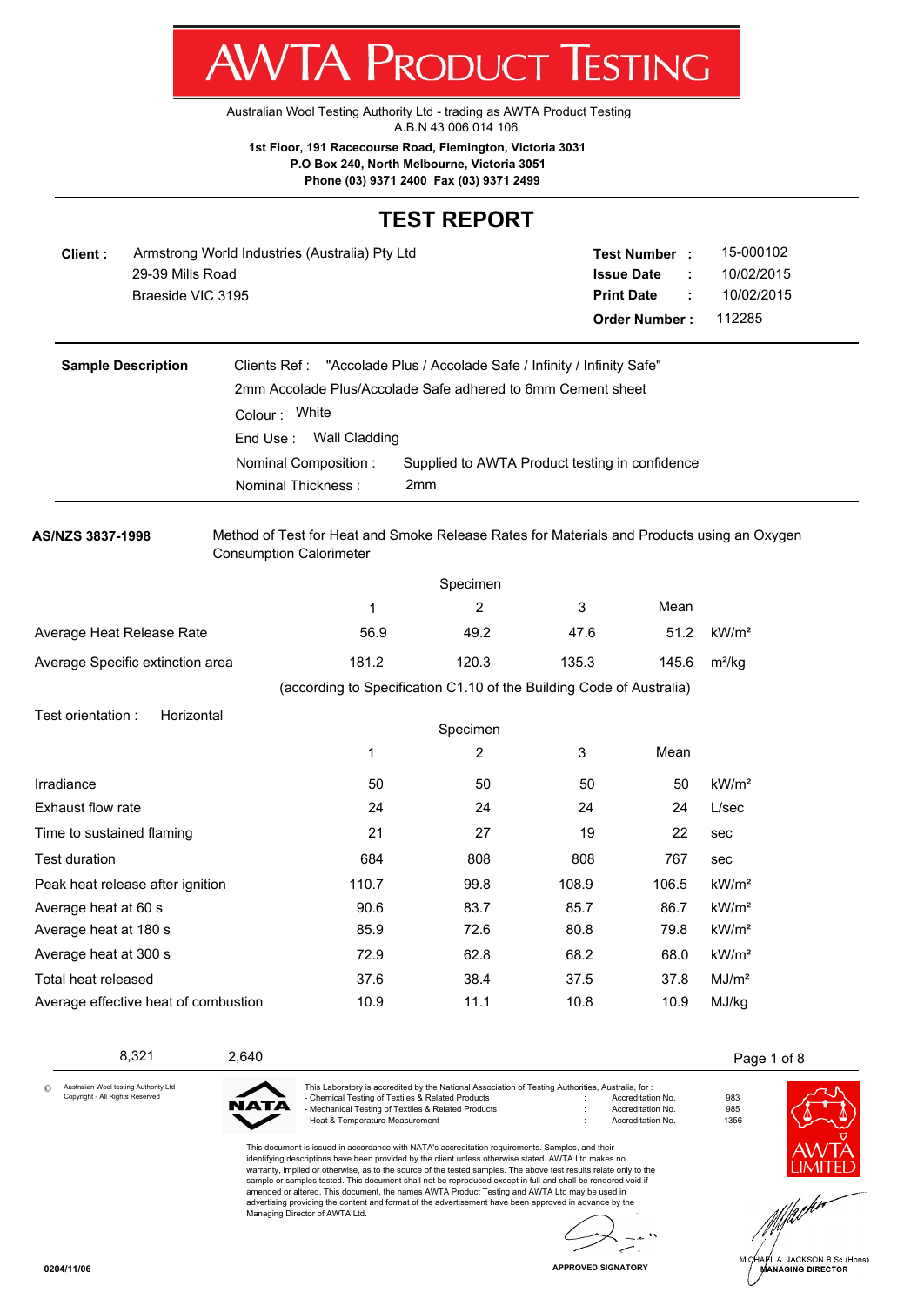# AWTA PRODUCT TESTING

Australian Wool Testing Authority Ltd - trading as AWTA Product Testing
A.B.N 43 006 014 106

**1st Floor, 191 Racecourse Road, Flemington, Victoria 3031**
**P.O Box 240, North Melbourne, Victoria 3051**
**Phone (03) 9371 2400 Fax (03) 9371 2499**

## TEST REPORT

**Client :** Armstrong World Industries (Australia) Pty Ltd
29-39 Mills Road
Braeside VIC 3195

**Test Number :** 15-000102
**Issue Date :** 10/02/2015
**Print Date :** 10/02/2015
**Order Number :** 112285

**Sample Description**
Clients Ref : "Accolade Plus / Accolade Safe / Infinity / Infinity Safe"
2mm Accolade Plus/Accolade Safe adhered to 6mm Cement sheet
Colour : White
End Use : Wall Cladding
Nominal Composition : Supplied to AWTA Product testing in confidence
Nominal Thickness : 2mm

**AS/NZS 3837-1998** Method of Test for Heat and Smoke Release Rates for Materials and Products using an Oxygen Consumption Calorimeter

| | Specimen 1 | Specimen 2 | Specimen 3 | Mean | |
|---|---|---|---|---|---|
| Average Heat Release Rate | 56.9 | 49.2 | 47.6 | 51.2 | kW/m² |
| Average Specific extinction area | 181.2 | 120.3 | 135.3 | 145.6 | m²/kg |

(according to Specification C1.10 of the Building Code of Australia)

Test orientation : Horizontal

| | Specimen 1 | Specimen 2 | Specimen 3 | Mean | |
|---|---|---|---|---|---|
| Irradiance | 50 | 50 | 50 | 50 | kW/m² |
| Exhaust flow rate | 24 | 24 | 24 | 24 | L/sec |
| Time to sustained flaming | 21 | 27 | 19 | 22 | sec |
| Test duration | 684 | 808 | 808 | 767 | sec |
| Peak heat release after ignition | 110.7 | 99.8 | 108.9 | 106.5 | kW/m² |
| Average heat at 60 s | 90.6 | 83.7 | 85.7 | 86.7 | kW/m² |
| Average heat at 180 s | 85.9 | 72.6 | 80.8 | 79.8 | kW/m² |
| Average heat at 300 s | 72.9 | 62.8 | 68.2 | 68.0 | kW/m² |
| Total heat released | 37.6 | 38.4 | 37.5 | 37.8 | MJ/m² |
| Average effective heat of combustion | 10.9 | 11.1 | 10.8 | 10.9 | MJ/kg |

8,321 2,640

© Australian Wool testing Authority Ltd Copyright - All Rights Reserved

This Laboratory is accredited by the National Association of Testing Authorities, Australia, for :
- Chemical Testing of Textiles & Related Products : Accreditation No. 983
- Mechanical Testing of Textiles & Related Products : Accreditation No. 985
- Heat & Temperature Measurement : Accreditation No. 1356

This document is issued in accordance with NATA's accreditation requirements. Samples, and their identifying descriptions have been provided by the client unless otherwise stated. AWTA Ltd makes no warranty, implied or otherwise, as to the source of the tested samples. The above test results relate only to the sample or samples tested. This document shall not be reproduced except in full and shall be rendered void if amended or altered. This document, the names AWTA Product Testing and AWTA Ltd may be used in advertising providing the content and format of the advertisement have been approved in advance by the Managing Director of AWTA Ltd.

APPROVED SIGNATORY

MICHAEL A. JACKSON B.Sc.(Hons)
MANAGING DIRECTOR

0204/11/06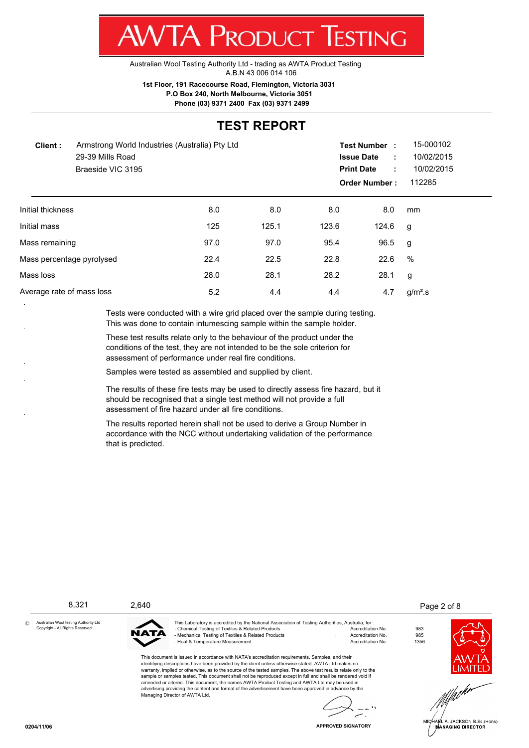# AWTA PRODUCT TESTING

Australian Wool Testing Authority Ltd - trading as AWTA Product Testing
A.B.N 43 006 014 106

**1st Floor, 191 Racecourse Road, Flemington, Victoria 3031**
**P.O Box 240, North Melbourne, Victoria 3051**
**Phone (03) 9371 2400 Fax (03) 9371 2499**

## TEST REPORT

**Client :** Armstrong World Industries (Australia) Pty Ltd
29-39 Mills Road
Braeside VIC 3195

**Test Number :** 15-000102
**Issue Date :** 10/02/2015
**Print Date :** 10/02/2015
**Order Number :** 112285

| | | | | | |
|---|---|---|---|---|---|
| Initial thickness | 8.0 | 8.0 | 8.0 | 8.0 | mm |
| Initial mass | 125 | 125.1 | 123.6 | 124.6 | g |
| Mass remaining | 97.0 | 97.0 | 95.4 | 96.5 | g |
| Mass percentage pyrolysed | 22.4 | 22.5 | 22.8 | 22.6 | % |
| Mass loss | 28.0 | 28.1 | 28.2 | 28.1 | g |
| Average rate of mass loss | 5.2 | 4.4 | 4.4 | 4.7 | $g/m^2.s$ |

Tests were conducted with a wire grid placed over the sample during testing. This was done to contain intumescing sample within the sample holder.

These test results relate only to the behaviour of the product under the conditions of the test, they are not intended to be the sole criterion for assessment of performance under real fire conditions.

Samples were tested as assembled and supplied by client.

The results of these fire tests may be used to directly assess fire hazard, but it should be recognised that a single test method will not provide a full assessment of fire hazard under all fire conditions.

The results reported herein shall not be used to derive a Group Number in accordance with the NCC without undertaking validation of the performance that is predicted.

8,321 2,640

© Australian Wool testing Authority Ltd
Copyright - All Rights Reserved

This Laboratory is accredited by the National Association of Testing Authorities, Australia, for :

| | | |
|---|---|---|
| - Chemical Testing of Textiles & Related Products | Accreditation No. | 983 |
| - Mechanical Testing of Textiles & Related Products | Accreditation No. | 985 |
| - Heat & Temperature Measurement | Accreditation No. | 1356 |

This document is issued in accordance with NATA's accreditation requirements. Samples, and their identifying descriptions have been provided by the client unless otherwise stated. AWTA Ltd makes no warranty, implied or otherwise, as to the source of the tested samples. The above test results relate only to the sample or samples tested. This document shall not be reproduced except in full and shall be rendered void if amended or altered. This document, the names AWTA Product Testing and AWTA Ltd may be used in advertising providing the content and format of the advertisement have been approved in advance by the Managing Director of AWTA Ltd.

APPROVED SIGNATORY

MICHAEL A. JACKSON B.Sc.(Hons)
MANAGING DIRECTOR

0204/11/06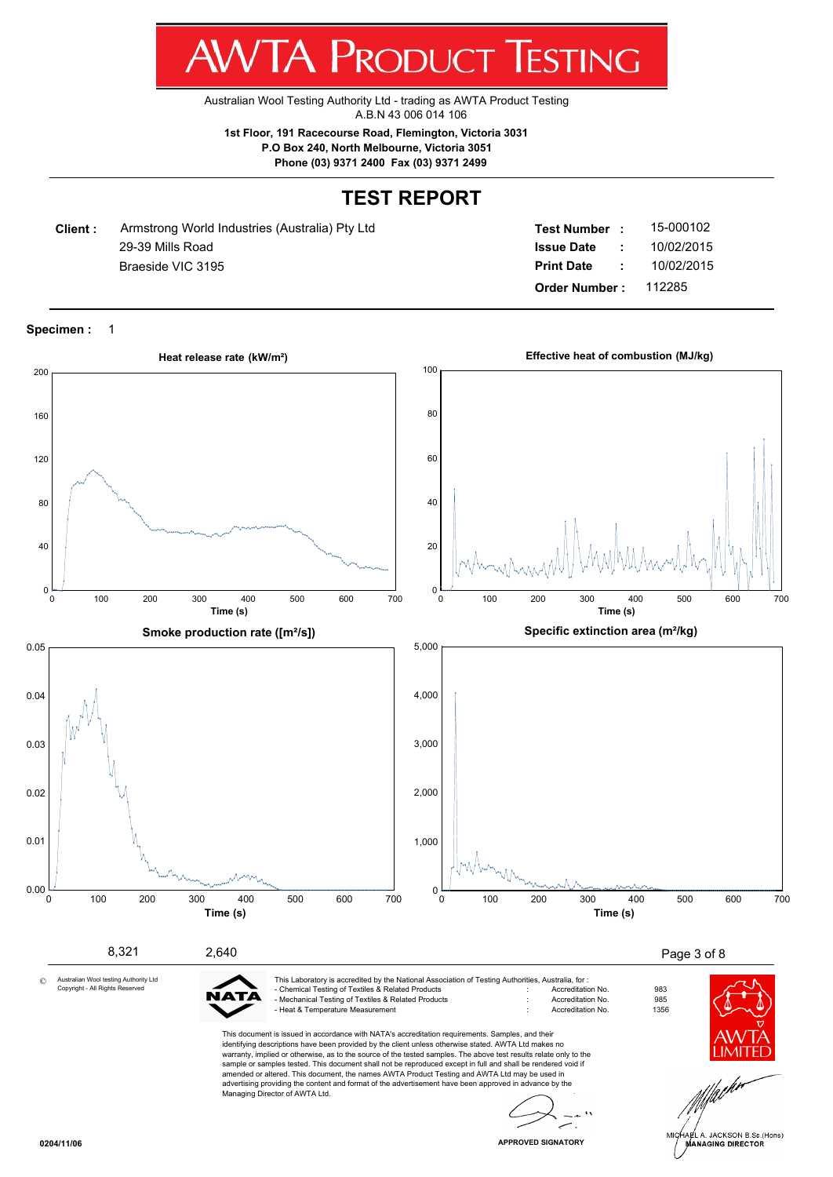# AWTA PRODUCT TESTING

Australian Wool Testing Authority Ltd - trading as AWTA Product Testing
A.B.N 43 006 014 106

**1st Floor, 191 Racecourse Road, Flemington, Victoria 3031**
**P.O Box 240, North Melbourne, Victoria 3051**
**Phone (03) 9371 2400 Fax (03) 9371 2499**

## TEST REPORT

**Client :** Armstrong World Industries (Australia) Pty Ltd
29-39 Mills Road
Braeside VIC 3195

**Test Number :** 15-000102
**Issue Date :** 10/02/2015
**Print Date :** 10/02/2015
**Order Number :** 112285

**Specimen :** 1

**Heat release rate (kW/m²)**

Time (s)

**Effective heat of combustion (MJ/kg)**

Time (s)

**Smoke production rate ([m²/s])**

Time (s)

**Specific extinction area (m²/kg)**

Time (s)

8,321    2,640

© Australian Wool testing Authority Ltd
Copyright - All Rights Reserved

This Laboratory is accredited by the National Association of Testing Authorities, Australia, for :

| | | | |
|---|---|---|---|
| - Chemical Testing of Textiles & Related Products | : | Accreditation No. | 983 |
| - Mechanical Testing of Textiles & Related Products | : | Accreditation No. | 985 |
| - Heat & Temperature Measurement | : | Accreditation No. | 1356 |

This document is issued in accordance with NATA's accreditation requirements. Samples, and their identifying descriptions have been provided by the client unless otherwise stated. AWTA Ltd makes no warranty, implied or otherwise, as to the source of the tested samples. The above test results relate only to the sample or samples tested. This document shall not be reproduced except in full and shall be rendered void if amended or altered. This document, the names AWTA Product Testing and AWTA Ltd may be used in advertising providing the content and format of the advertisement have been approved in advance by the Managing Director of AWTA Ltd.

APPROVED SIGNATORY

MICHAEL A. JACKSON B.Sc.(Hons)
MANAGING DIRECTOR

0204/11/06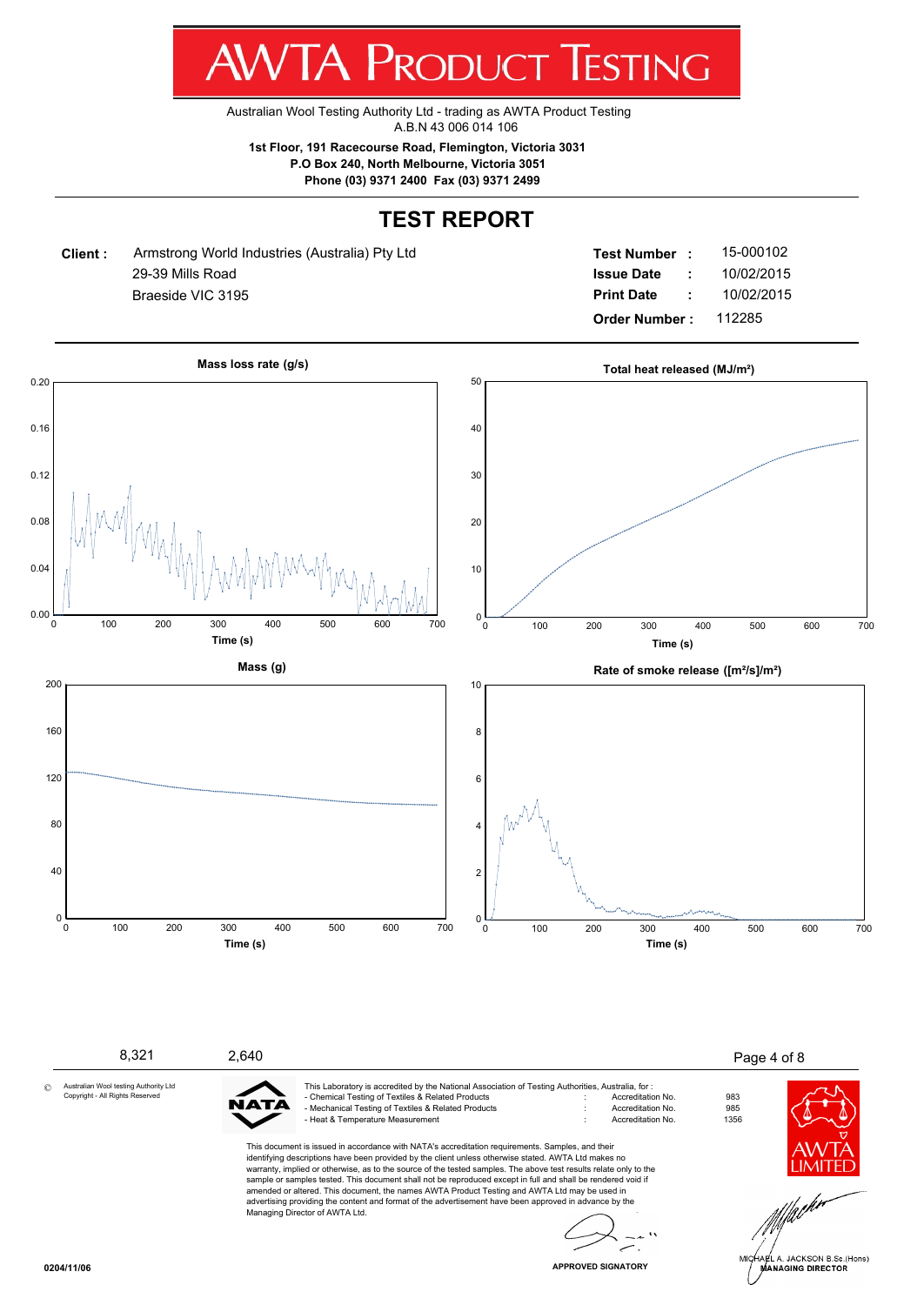# AWTA PRODUCT TESTING

Australian Wool Testing Authority Ltd - trading as AWTA Product Testing
A.B.N 43 006 014 106

**1st Floor, 191 Racecourse Road, Flemington, Victoria 3031**
**P.O Box 240, North Melbourne, Victoria 3051**
**Phone (03) 9371 2400 Fax (03) 9371 2499**

## TEST REPORT

**Client :** Armstrong World Industries (Australia) Pty Ltd
29-39 Mills Road
Braeside VIC 3195

**Test Number :** 15-000102
**Issue Date :** 10/02/2015
**Print Date :** 10/02/2015
**Order Number :** 112285

**Mass loss rate (g/s)**

**Total heat released (MJ/m²)**

**Mass (g)**

**Rate of smoke release ([m²/s]/m²)**

8,321 2,640

© Australian Wool testing Authority Ltd
Copyright - All Rights Reserved

This Laboratory is accredited by the National Association of Testing Authorities, Australia, for :

| | | | |
|---|---|---|---|
| - Chemical Testing of Textiles & Related Products | : | Accreditation No. | 983 |
| - Mechanical Testing of Textiles & Related Products | : | Accreditation No. | 985 |
| - Heat & Temperature Measurement | : | Accreditation No. | 1356 |

This document is issued in accordance with NATA's accreditation requirements. Samples, and their identifying descriptions have been provided by the client unless otherwise stated. AWTA Ltd makes no warranty, implied or otherwise, as to the source of the tested samples. The above test results relate only to the sample or samples tested. This document shall not be reproduced except in full and shall be rendered void if amended or altered. This document, the names AWTA Product Testing and AWTA Ltd may be used in advertising providing the content and format of the advertisement have been approved in advance by the Managing Director of AWTA Ltd.

APPROVED SIGNATORY

MICHAEL A. JACKSON B.Sc.(Hons)
MANAGING DIRECTOR

0204/11/06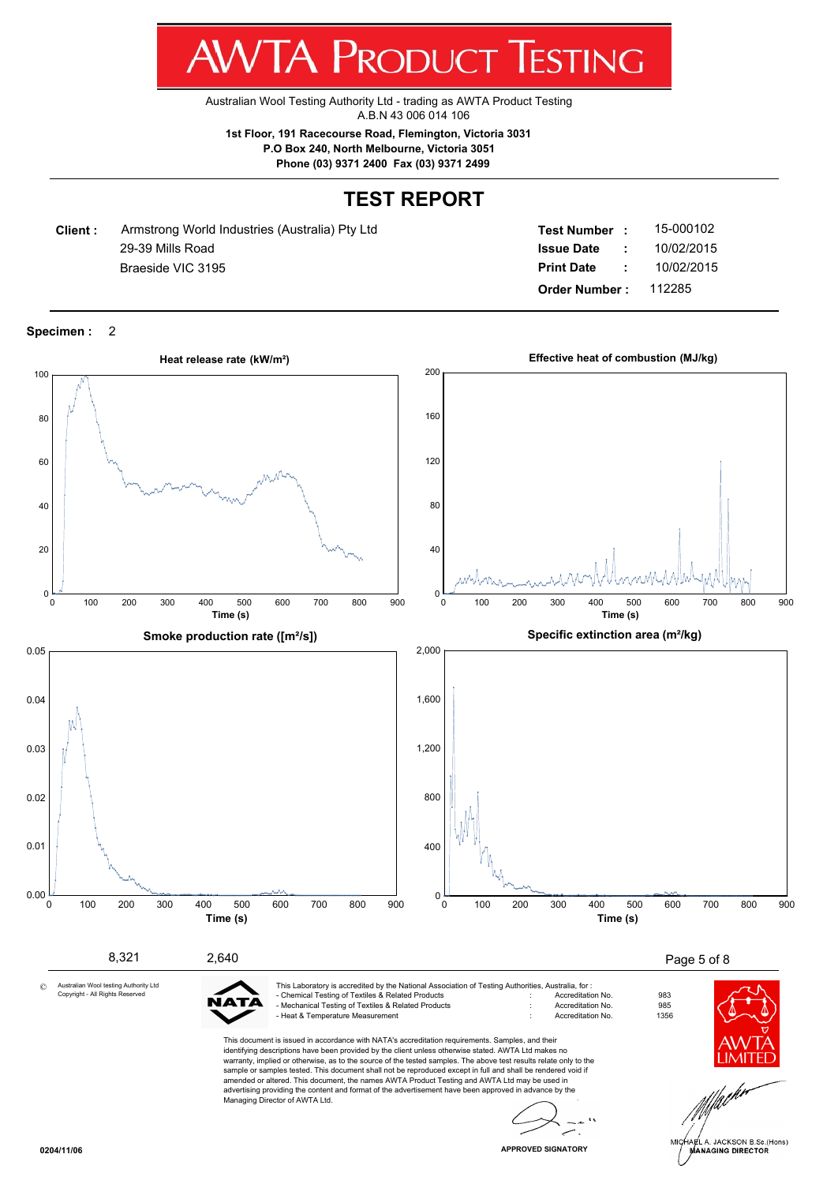# AWTA PRODUCT TESTING

Australian Wool Testing Authority Ltd - trading as AWTA Product Testing
A.B.N 43 006 014 106

**1st Floor, 191 Racecourse Road, Flemington, Victoria 3031**
**P.O Box 240, North Melbourne, Victoria 3051**
**Phone (03) 9371 2400 Fax (03) 9371 2499**

## TEST REPORT

| | | | | |
|---|---|---|---|---|
| **Client :** | Armstrong World Industries (Australia) Pty Ltd | | **Test Number :** | 15-000102 |
| | 29-39 Mills Road | | **Issue Date :** | 10/02/2015 |
| | Braeside VIC 3195 | | **Print Date :** | 10/02/2015 |
| | | | **Order Number :** | 112285 |

**Specimen :** 2

**Heat release rate (kW/m²)**

**Effective heat of combustion (MJ/kg)**

**Smoke production rate ([m²/s])**

**Specific extinction area (m²/kg)**

8,321 2,640

© Australian Wool testing Authority Ltd
Copyright - All Rights Reserved

This Laboratory is accredited by the National Association of Testing Authorities, Australia, for :

| | | | |
|---|---|---|---|
| - Chemical Testing of Textiles & Related Products | : | Accreditation No. | 983 |
| - Mechanical Testing of Textiles & Related Products | : | Accreditation No. | 985 |
| - Heat & Temperature Measurement | : | Accreditation No. | 1356 |

This document is issued in accordance with NATA's accreditation requirements. Samples, and their identifying descriptions have been provided by the client unless otherwise stated. AWTA Ltd makes no warranty, implied or otherwise, as to the source of the tested samples. The above test results relate only to the sample or samples tested. This document shall not be reproduced except in full and shall be rendered void if amended or altered. This document, the names AWTA Product Testing and AWTA Ltd may be used in advertising providing the content and format of the advertisement have been approved in advance by the Managing Director of AWTA Ltd.

APPROVED SIGNATORY

MICHAEL A. JACKSON B.Sc.(Hons)
MANAGING DIRECTOR

0204/11/06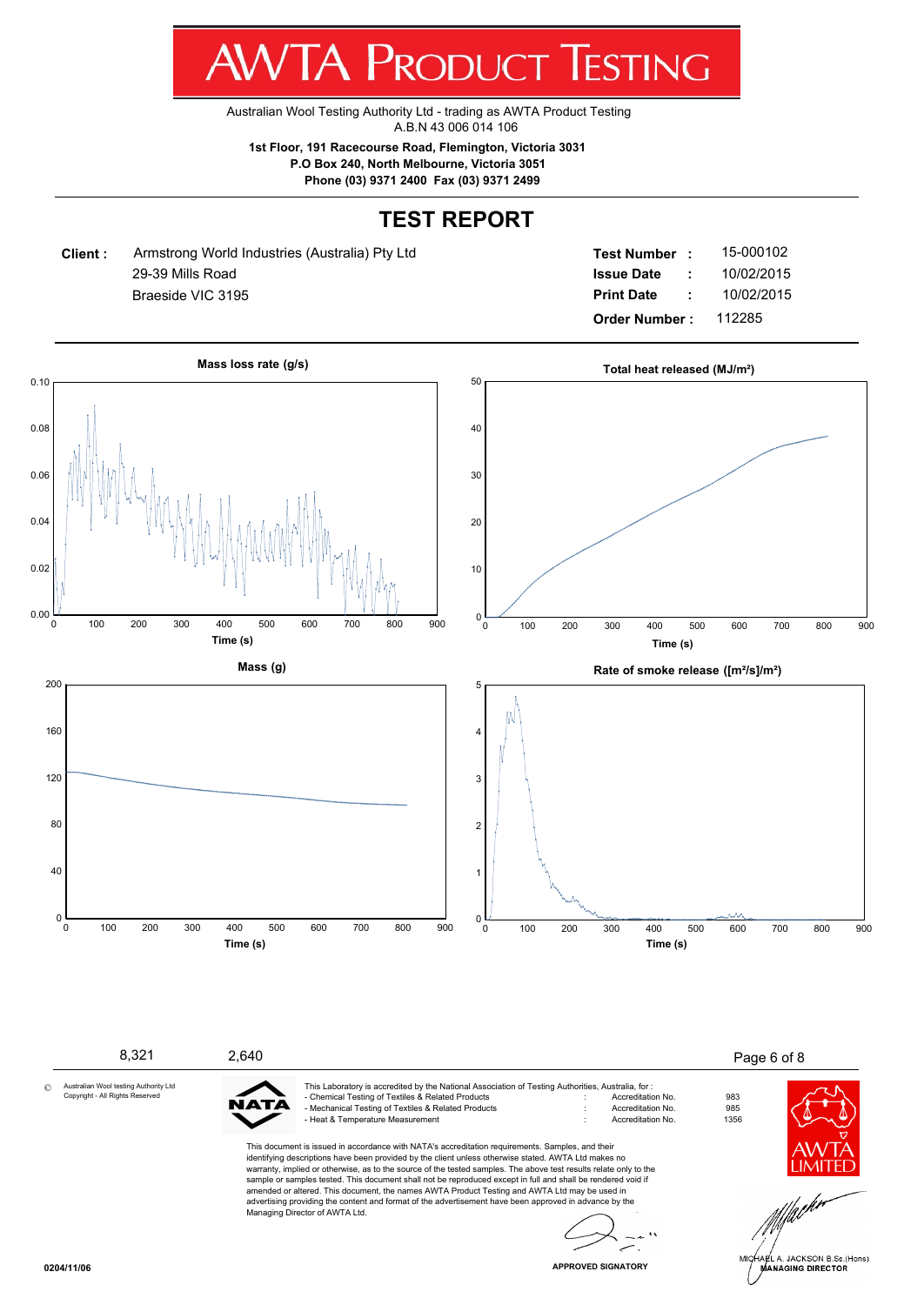# AWTA PRODUCT TESTING

Australian Wool Testing Authority Ltd - trading as AWTA Product Testing
A.B.N 43 006 014 106

**1st Floor, 191 Racecourse Road, Flemington, Victoria 3031**
**P.O Box 240, North Melbourne, Victoria 3051**
**Phone (03) 9371 2400 Fax (03) 9371 2499**

## TEST REPORT

**Client :** Armstrong World Industries (Australia) Pty Ltd
29-39 Mills Road
Braeside VIC 3195

**Test Number :** 15-000102
**Issue Date :** 10/02/2015
**Print Date :** 10/02/2015
**Order Number :** 112285

**Mass loss rate (g/s)**

Time (s)

**Total heat released (MJ/m²)**

Time (s)

**Mass (g)**

Time (s)

**Rate of smoke release ([m²/s]/m²)**

Time (s)

8,321 2,640

© Australian Wool testing Authority Ltd
Copyright - All Rights Reserved

This Laboratory is accredited by the National Association of Testing Authorities, Australia, for :

| | | | |
|---|---|---|---|
| - Chemical Testing of Textiles & Related Products | : | Accreditation No. | 983 |
| - Mechanical Testing of Textiles & Related Products | : | Accreditation No. | 985 |
| - Heat & Temperature Measurement | : | Accreditation No. | 1356 |

This document is issued in accordance with NATA's accreditation requirements. Samples, and their identifying descriptions have been provided by the client unless otherwise stated. AWTA Ltd makes no warranty, implied or otherwise, as to the source of the tested samples. The above test results relate only to the sample or samples tested. This document shall not be reproduced except in full and shall be rendered void if amended or altered. This document, the names AWTA Product Testing and AWTA Ltd may be used in advertising providing the content and format of the advertisement have been approved in advance by the Managing Director of AWTA Ltd.

APPROVED SIGNATORY

MICHAEL A. JACKSON B.Sc.(Hons)
MANAGING DIRECTOR

0204/11/06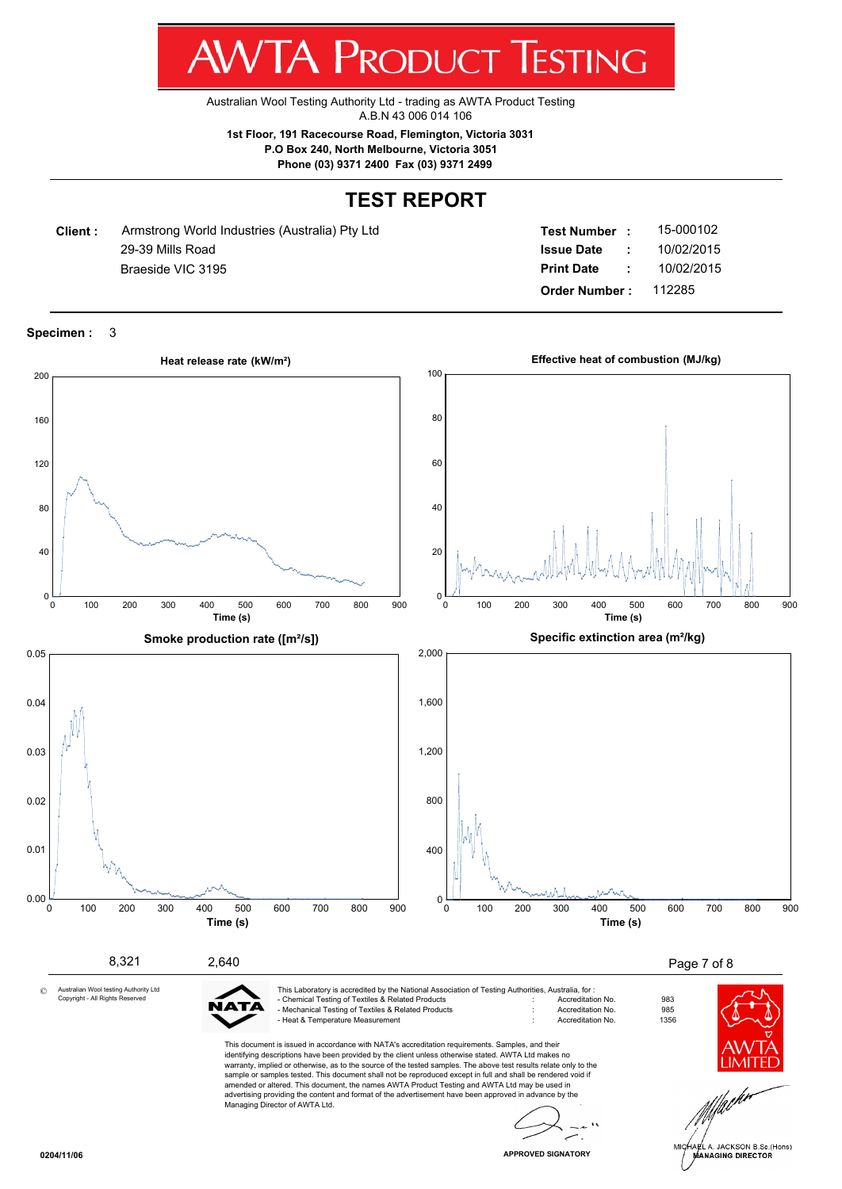# AWTA PRODUCT TESTING

Australian Wool Testing Authority Ltd - trading as AWTA Product Testing
A.B.N 43 006 014 106

**1st Floor, 191 Racecourse Road, Flemington, Victoria 3031**
**P.O Box 240, North Melbourne, Victoria 3051**
**Phone (03) 9371 2400 Fax (03) 9371 2499**

## TEST REPORT

**Client :** Armstrong World Industries (Australia) Pty Ltd
29-39 Mills Road
Braeside VIC 3195

**Test Number :** 15-000102
**Issue Date :** 10/02/2015
**Print Date :** 10/02/2015
**Order Number :** 112285

**Specimen :** 3

**Heat release rate (kW/m²)**

Time (s)

**Effective heat of combustion (MJ/kg)**

Time (s)

**Smoke production rate ([m²/s])**

Time (s)

**Specific extinction area (m²/kg)**

Time (s)

8,321 2,640

© Australian Wool testing Authority Ltd
Copyright - All Rights Reserved

This Laboratory is accredited by the National Association of Testing Authorities, Australia, for :

| | | |
|---|---|---|
| - Chemical Testing of Textiles & Related Products | Accreditation No. | 983 |
| - Mechanical Testing of Textiles & Related Products | Accreditation No. | 985 |
| - Heat & Temperature Measurement | Accreditation No. | 1356 |

This document is issued in accordance with NATA's accreditation requirements. Samples, and their identifying descriptions have been provided by the client unless otherwise stated. AWTA Ltd makes no warranty, implied or otherwise, as to the source of the tested samples. The above test results relate only to the sample or samples tested. This document shall not be reproduced except in full and shall be rendered void if amended or altered. This document, the names AWTA Product Testing and AWTA Ltd may be used in advertising providing the content and format of the advertisement have been approved in advance by the Managing Director of AWTA Ltd.

APPROVED SIGNATORY

MICHAEL A. JACKSON B.Sc.(Hons)
MANAGING DIRECTOR

0204/11/06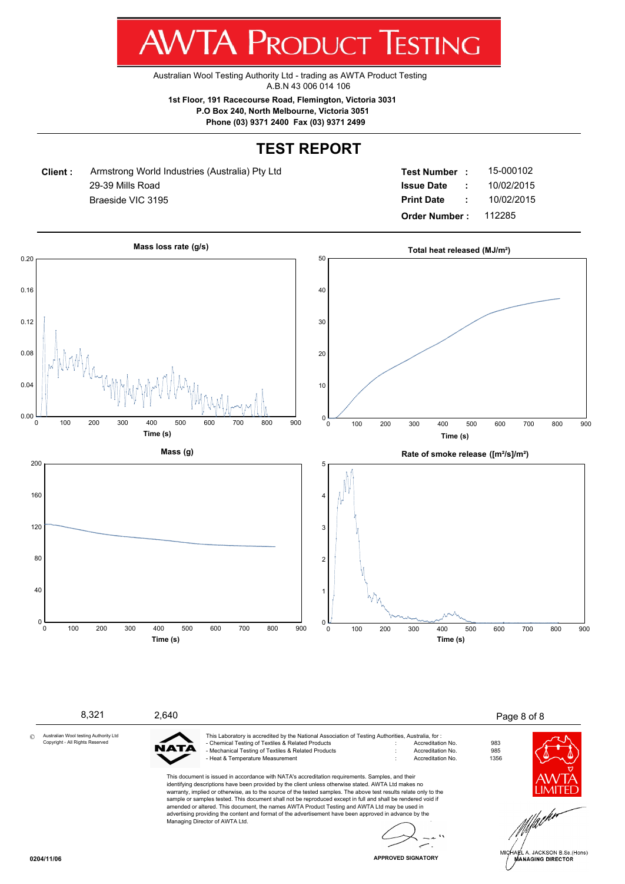# AWTA PRODUCT TESTING

Australian Wool Testing Authority Ltd - trading as AWTA Product Testing
A.B.N 43 006 014 106

**1st Floor, 191 Racecourse Road, Flemington, Victoria 3031**
**P.O Box 240, North Melbourne, Victoria 3051**
**Phone (03) 9371 2400 Fax (03) 9371 2499**

## TEST REPORT

**Client :** Armstrong World Industries (Australia) Pty Ltd
29-39 Mills Road
Braeside VIC 3195

**Test Number :** 15-000102
**Issue Date :** 10/02/2015
**Print Date :** 10/02/2015
**Order Number :** 112285

**Mass loss rate (g/s)**
0.20
0.16
0.12
0.08
0.04
0.00
0 100 200 300 400 500 600 700 800 900
Time (s)

**Total heat released (MJ/m²)**
50
40
30
20
10
0
0 100 200 300 400 500 600 700 800 900
Time (s)

**Mass (g)**
200
160
120
80
40
0
0 100 200 300 400 500 600 700 800 900
Time (s)

**Rate of smoke release ([m²/s]/m²)**
5
4
3
2
1
0
0 100 200 300 400 500 600 700 800 900
Time (s)

8,321 2,640

© Australian Wool testing Authority Ltd
Copyright - All Rights Reserved

This Laboratory is accredited by the National Association of Testing Authorities, Australia, for :

| | | |
|---|---|---|
| - Chemical Testing of Textiles & Related Products | Accreditation No. | 983 |
| - Mechanical Testing of Textiles & Related Products | Accreditation No. | 985 |
| - Heat & Temperature Measurement | Accreditation No. | 1356 |

This document is issued in accordance with NATA's accreditation requirements. Samples, and their identifying descriptions have been provided by the client unless otherwise stated. AWTA Ltd makes no warranty, implied or otherwise, as to the source of the tested samples. The above test results relate only to the sample or samples tested. This document shall not be reproduced except in full and shall be rendered void if amended or altered. This document, the names AWTA Product Testing and AWTA Ltd may be used in advertising providing the content and format of the advertisement have been approved in advance by the Managing Director of AWTA Ltd.

APPROVED SIGNATORY

MICHAEL A. JACKSON B.Sc.(Hons)
MANAGING DIRECTOR

0204/11/06